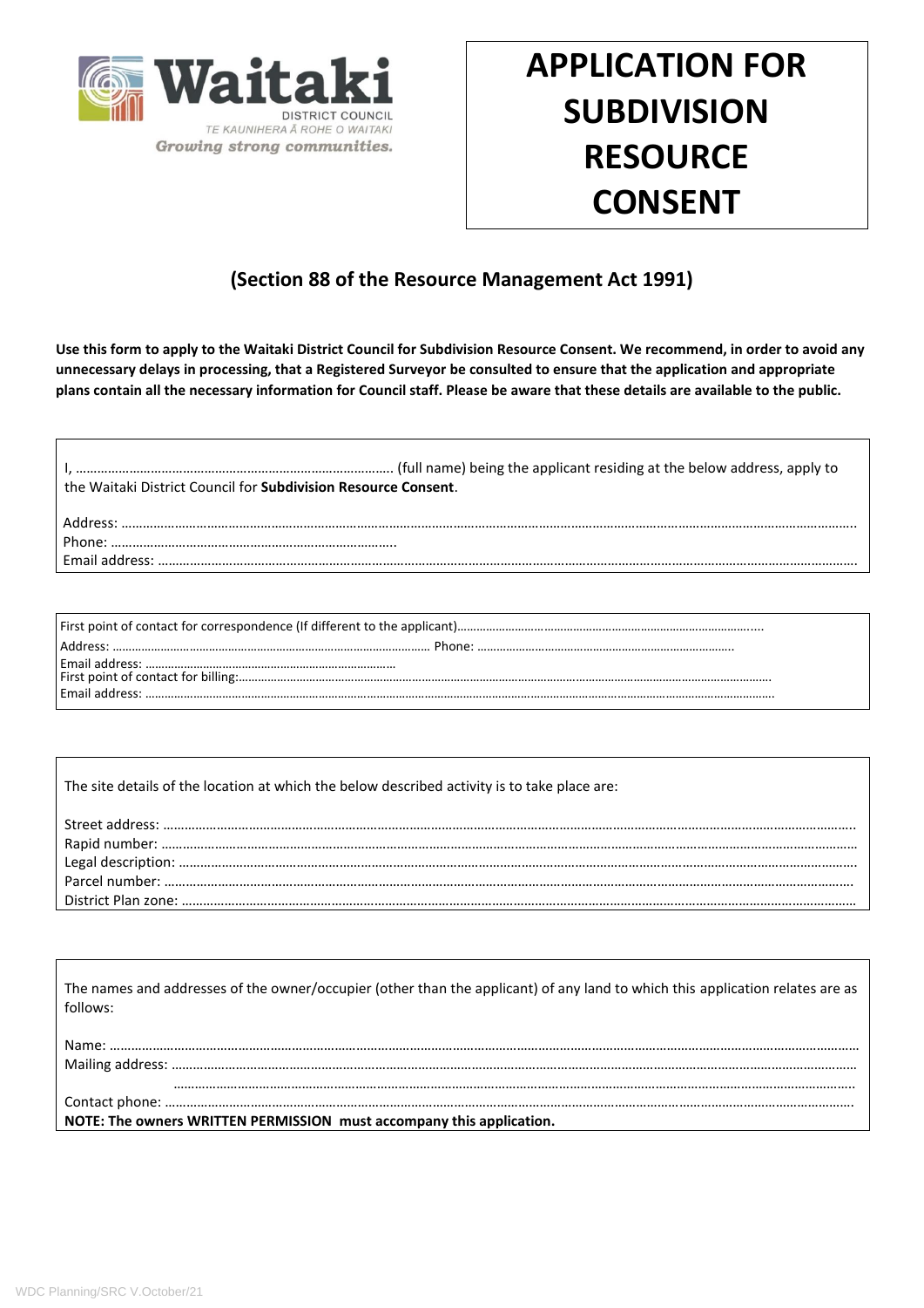Waitaki DISTRICT COUNCIL
TE KAUNIHERA Ā ROHE O WAITAKI
*Growing strong communities.*

# APPLICATION FOR SUBDIVISION RESOURCE CONSENT

## (Section 88 of the Resource Management Act 1991)

**Use this form to apply to the Waitaki District Council for Subdivision Resource Consent. We recommend, in order to avoid any unnecessary delays in processing, that a Registered Surveyor be consulted to ensure that the application and appropriate plans contain all the necessary information for Council staff. Please be aware that these details are available to the public.**

I, ………………………………………………………………………………. (full name) being the applicant residing at the below address, apply to the Waitaki District Council for **Subdivision Resource Consent**.

Address: ……………………………………………………………………………………………………………………………………………………………………………
Phone: ……………………………………………………………………….
Email address: ……………………………………………………………………………………………………………………………………………………………………

First point of contact for correspondence (If different to the applicant)……………………………………………………………………………….....
Address: ……………………………………………………………………………………… Phone: ……………………………………………………………………..
Email address: ……………………………………………………………………
First point of contact for billing:…………………………………………………………………………………………………………………………………………
Email address: ……………………………………………………………………………………………………………………………………………………………………

The site details of the location at which the below described activity is to take place are:

Street address: ……………………………………………………………………………………………………………………………………………………………………
Rapid number: ……………………………………………………………………………………………………………………………………………………………………
Legal description: ………………………………………………………………………………………………………………………………………………………………
Parcel number: …………………………………………………………………………………………………………………………………………………………………
District Plan zone: ………………………………………………………………………………………………………………………………………………………………

The names and addresses of the owner/occupier (other than the applicant) of any land to which this application relates are as follows:

Name: ……………………………………………………………………………………………………………………………………………………………………………………
Mailing address: …………………………………………………………………………………………………………………………………………………………………
………………………………………………………………………………………………………………………………………………………………………
Contact phone: ……………………………………………………………………………………………………………………………………………………………………
**NOTE: The owners WRITTEN PERMISSION must accompany this application.**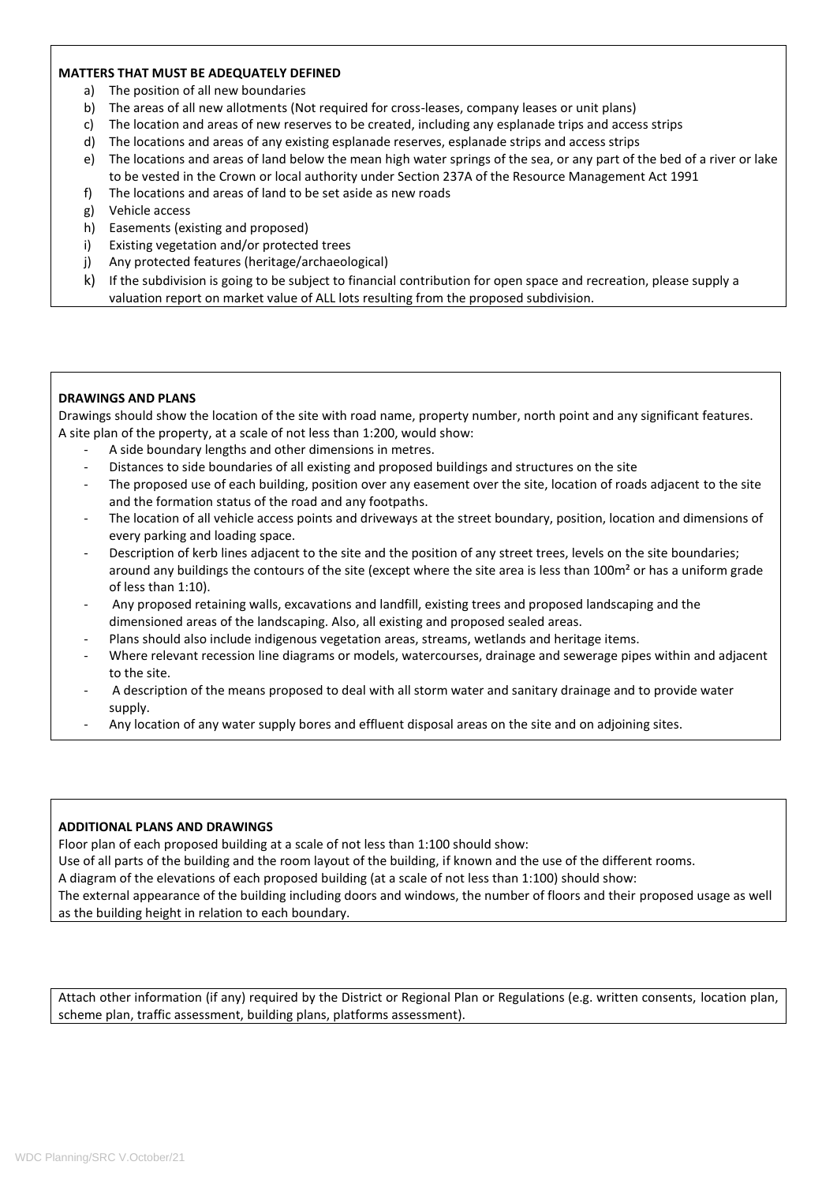**MATTERS THAT MUST BE ADEQUATELY DEFINED**

a) The position of all new boundaries
b) The areas of all new allotments (Not required for cross-leases, company leases or unit plans)
c) The location and areas of new reserves to be created, including any esplanade trips and access strips
d) The locations and areas of any existing esplanade reserves, esplanade strips and access strips
e) The locations and areas of land below the mean high water springs of the sea, or any part of the bed of a river or lake to be vested in the Crown or local authority under Section 237A of the Resource Management Act 1991
f) The locations and areas of land to be set aside as new roads
g) Vehicle access
h) Easements (existing and proposed)
i) Existing vegetation and/or protected trees
j) Any protected features (heritage/archaeological)
k) If the subdivision is going to be subject to financial contribution for open space and recreation, please supply a valuation report on market value of ALL lots resulting from the proposed subdivision.

**DRAWINGS AND PLANS**

Drawings should show the location of the site with road name, property number, north point and any significant features.
A site plan of the property, at a scale of not less than 1:200, would show:

- A side boundary lengths and other dimensions in metres.
- Distances to side boundaries of all existing and proposed buildings and structures on the site
- The proposed use of each building, position over any easement over the site, location of roads adjacent to the site and the formation status of the road and any footpaths.
- The location of all vehicle access points and driveways at the street boundary, position, location and dimensions of every parking and loading space.
- Description of kerb lines adjacent to the site and the position of any street trees, levels on the site boundaries; around any buildings the contours of the site (except where the site area is less than 100m² or has a uniform grade of less than 1:10).
- Any proposed retaining walls, excavations and landfill, existing trees and proposed landscaping and the dimensioned areas of the landscaping. Also, all existing and proposed sealed areas.
- Plans should also include indigenous vegetation areas, streams, wetlands and heritage items.
- Where relevant recession line diagrams or models, watercourses, drainage and sewerage pipes within and adjacent to the site.
- A description of the means proposed to deal with all storm water and sanitary drainage and to provide water supply.
- Any location of any water supply bores and effluent disposal areas on the site and on adjoining sites.

**ADDITIONAL PLANS AND DRAWINGS**

Floor plan of each proposed building at a scale of not less than 1:100 should show:
Use of all parts of the building and the room layout of the building, if known and the use of the different rooms.
A diagram of the elevations of each proposed building (at a scale of not less than 1:100) should show:
The external appearance of the building including doors and windows, the number of floors and their proposed usage as well as the building height in relation to each boundary.

Attach other information (if any) required by the District or Regional Plan or Regulations (e.g. written consents, location plan, scheme plan, traffic assessment, building plans, platforms assessment).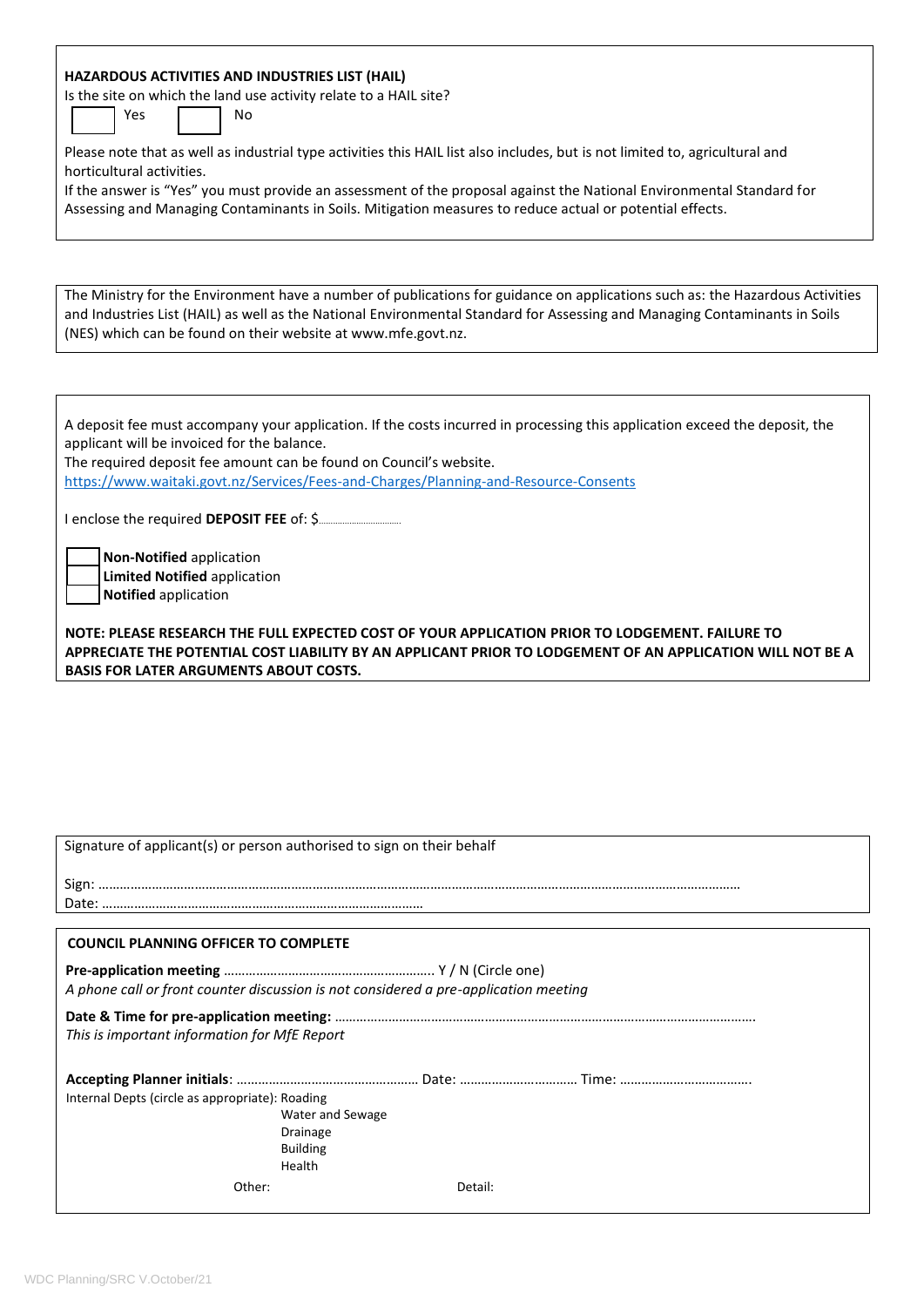**HAZARDOUS ACTIVITIES AND INDUSTRIES LIST (HAIL)**

Is the site on which the land use activity relate to a HAIL site?

☐ Yes ☐ No

Please note that as well as industrial type activities this HAIL list also includes, but is not limited to, agricultural and horticultural activities.

If the answer is "Yes" you must provide an assessment of the proposal against the National Environmental Standard for Assessing and Managing Contaminants in Soils. Mitigation measures to reduce actual or potential effects.

The Ministry for the Environment have a number of publications for guidance on applications such as: the Hazardous Activities and Industries List (HAIL) as well as the National Environmental Standard for Assessing and Managing Contaminants in Soils (NES) which can be found on their website at www.mfe.govt.nz.

A deposit fee must accompany your application. If the costs incurred in processing this application exceed the deposit, the applicant will be invoiced for the balance.

The required deposit fee amount can be found on Council's website.

https://www.waitaki.govt.nz/Services/Fees-and-Charges/Planning-and-Resource-Consents

I enclose the required **DEPOSIT FEE** of: $..............................

☐ **Non-Notified** application
☐ **Limited Notified** application
☐ **Notified** application

**NOTE: PLEASE RESEARCH THE FULL EXPECTED COST OF YOUR APPLICATION PRIOR TO LODGEMENT. FAILURE TO APPRECIATE THE POTENTIAL COST LIABILITY BY AN APPLICANT PRIOR TO LODGEMENT OF AN APPLICATION WILL NOT BE A BASIS FOR LATER ARGUMENTS ABOUT COSTS.**

Signature of applicant(s) or person authorised to sign on their behalf

Sign: ....................................................................................................................................................................

Date: ....................................................................................

**COUNCIL PLANNING OFFICER TO COMPLETE**

**Pre-application meeting** ............................................................ Y / N (Circle one)

*A phone call or front counter discussion is not considered a pre-application meeting*

**Date & Time for pre-application meeting:** ....................................................................................................................

*This is important information for MfE Report*

**Accepting Planner initials**: .................................................... Date: .................................. Time: .....................................

Internal Depts (circle as appropriate): Roading
Water and Sewage
Drainage
Building
Health

Other: Detail: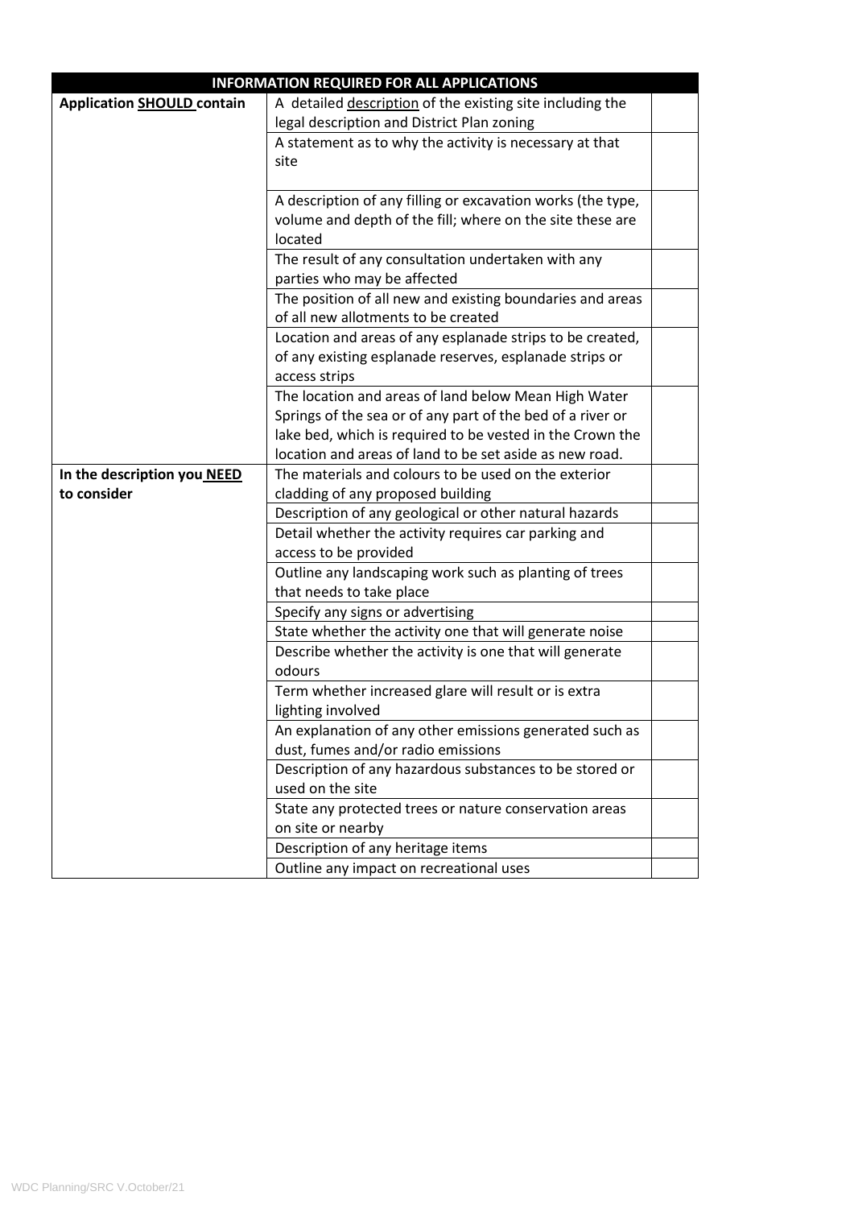| INFORMATION REQUIRED FOR ALL APPLICATIONS | | |
|---|---|---|
| **Application SHOULD contain** | A detailed description of the existing site including the legal description and District Plan zoning | |
| | A statement as to why the activity is necessary at that site | |
| | A description of any filling or excavation works (the type, volume and depth of the fill; where on the site these are located | |
| | The result of any consultation undertaken with any parties who may be affected | |
| | The position of all new and existing boundaries and areas of all new allotments to be created | |
| | Location and areas of any esplanade strips to be created, of any existing esplanade reserves, esplanade strips or access strips | |
| | The location and areas of land below Mean High Water Springs of the sea or of any part of the bed of a river or lake bed, which is required to be vested in the Crown the location and areas of land to be set aside as new road. | |
| **In the description you NEED to consider** | The materials and colours to be used on the exterior cladding of any proposed building | |
| | Description of any geological or other natural hazards | |
| | Detail whether the activity requires car parking and access to be provided | |
| | Outline any landscaping work such as planting of trees that needs to take place | |
| | Specify any signs or advertising | |
| | State whether the activity one that will generate noise | |
| | Describe whether the activity is one that will generate odours | |
| | Term whether increased glare will result or is extra lighting involved | |
| | An explanation of any other emissions generated such as dust, fumes and/or radio emissions | |
| | Description of any hazardous substances to be stored or used on the site | |
| | State any protected trees or nature conservation areas on site or nearby | |
| | Description of any heritage items | |
| | Outline any impact on recreational uses | |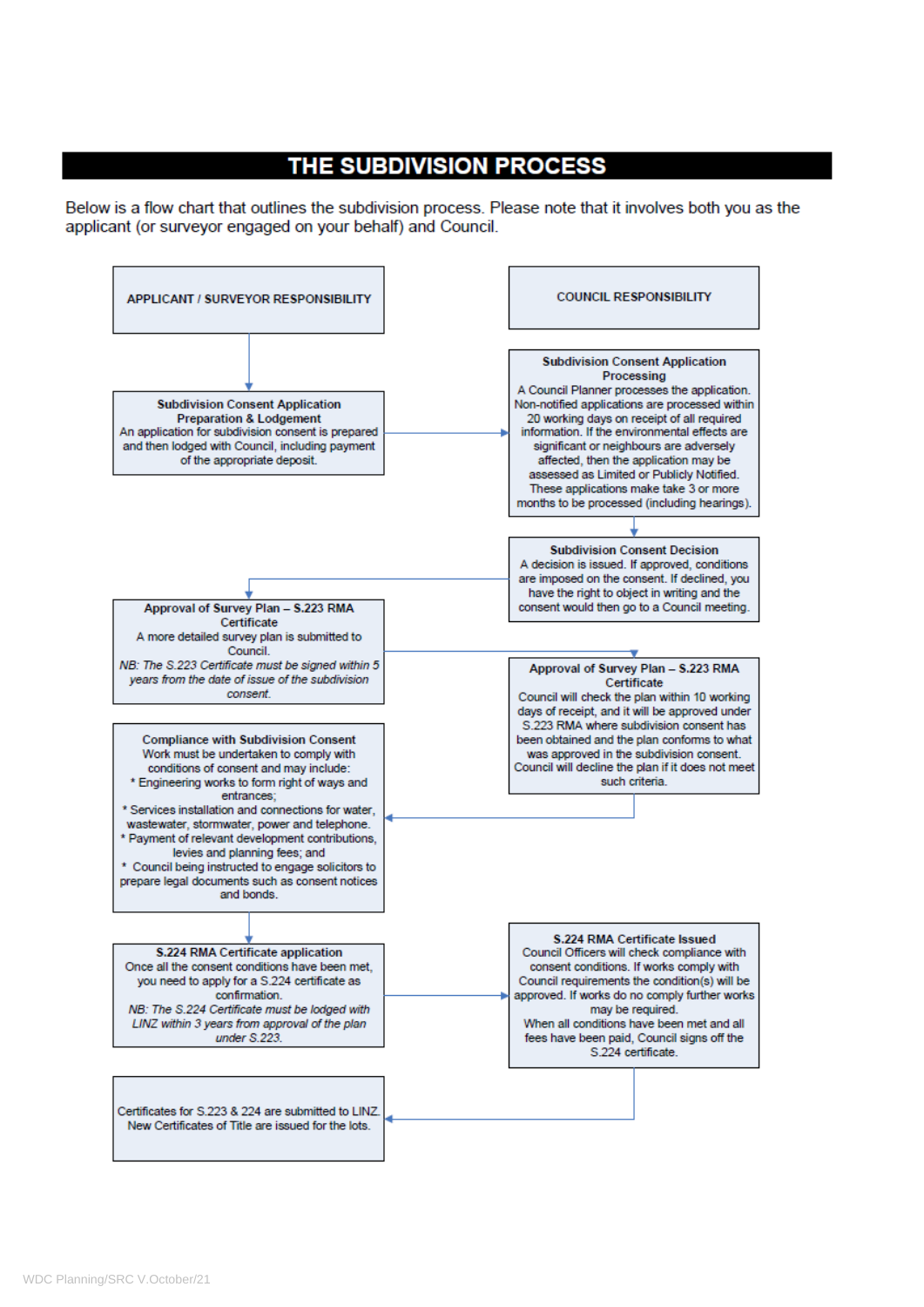# THE SUBDIVISION PROCESS

Below is a flow chart that outlines the subdivision process. Please note that it involves both you as the applicant (or surveyor engaged on your behalf) and Council.

APPLICANT / SURVEYOR RESPONSIBILITY

COUNCIL RESPONSIBILITY

**Subdivision Consent Application Preparation & Lodgement**
An application for subdivision consent is prepared and then lodged with Council, including payment of the appropriate deposit.

**Subdivision Consent Application Processing**
A Council Planner processes the application. Non-notified applications are processed within 20 working days on receipt of all required information. If the environmental effects are significant or neighbours are adversely affected, then the application may be assessed as Limited or Publicly Notified. These applications make take 3 or more months to be processed (including hearings).

**Subdivision Consent Decision**
A decision is issued. If approved, conditions are imposed on the consent. If declined, you have the right to object in writing and the consent would then go to a Council meeting.

**Approval of Survey Plan – S.223 RMA Certificate**
A more detailed survey plan is submitted to Council.
*NB: The S.223 Certificate must be signed within 5 years from the date of issue of the subdivision consent.*

**Approval of Survey Plan – S.223 RMA Certificate**
Council will check the plan within 10 working days of receipt, and it will be approved under S.223 RMA where subdivision consent has been obtained and the plan conforms to what was approved in the subdivision consent. Council will decline the plan if it does not meet such criteria.

**Compliance with Subdivision Consent**
Work must be undertaken to comply with conditions of consent and may include:
* Engineering works to form right of ways and entrances;
* Services installation and connections for water, wastewater, stormwater, power and telephone.
* Payment of relevant development contributions, levies and planning fees; and
* Council being instructed to engage solicitors to prepare legal documents such as consent notices and bonds.

**S.224 RMA Certificate application**
Once all the consent conditions have been met, you need to apply for a S.224 certificate as confirmation.
*NB: The S.224 Certificate must be lodged with LINZ within 3 years from approval of the plan under S.223.*

**S.224 RMA Certificate Issued**
Council Officers will check compliance with consent conditions. If works comply with Council requirements the condition(s) will be approved. If works do no comply further works may be required.
When all conditions have been met and all fees have been paid, Council signs off the S.224 certificate.

Certificates for S.223 & 224 are submitted to LINZ. New Certificates of Title are issued for the lots.